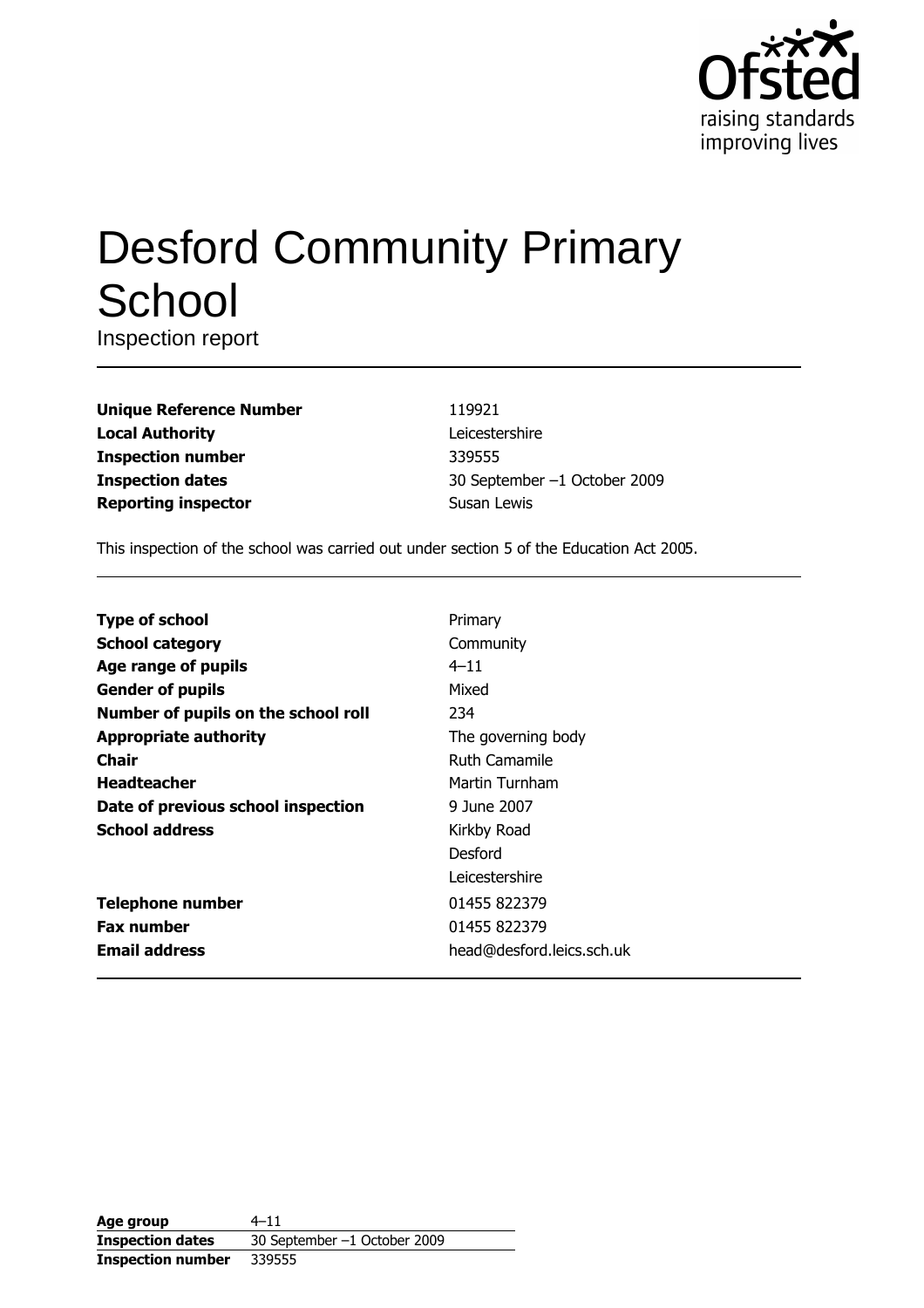Ofsted
raising standards
improving lives

# Desford Community Primary School

Inspection report

| | |
|---|---|
| **Unique Reference Number** | 119921 |
| **Local Authority** | Leicestershire |
| **Inspection number** | 339555 |
| **Inspection dates** | 30 September –1 October 2009 |
| **Reporting inspector** | Susan Lewis |

This inspection of the school was carried out under section 5 of the Education Act 2005.

| | |
|---|---|
| **Type of school** | Primary |
| **School category** | Community |
| **Age range of pupils** | 4–11 |
| **Gender of pupils** | Mixed |
| **Number of pupils on the school roll** | 234 |
| **Appropriate authority** | The governing body |
| **Chair** | Ruth Camamile |
| **Headteacher** | Martin Turnham |
| **Date of previous school inspection** | 9 June 2007 |
| **School address** | Kirkby Road<br>Desford<br>Leicestershire |
| **Telephone number** | 01455 822379 |
| **Fax number** | 01455 822379 |
| **Email address** | head@desford.leics.sch.uk |

| | |
|---|---|
| **Age group** | 4–11 |
| **Inspection dates** | 30 September –1 October 2009 |
| **Inspection number** | 339555 |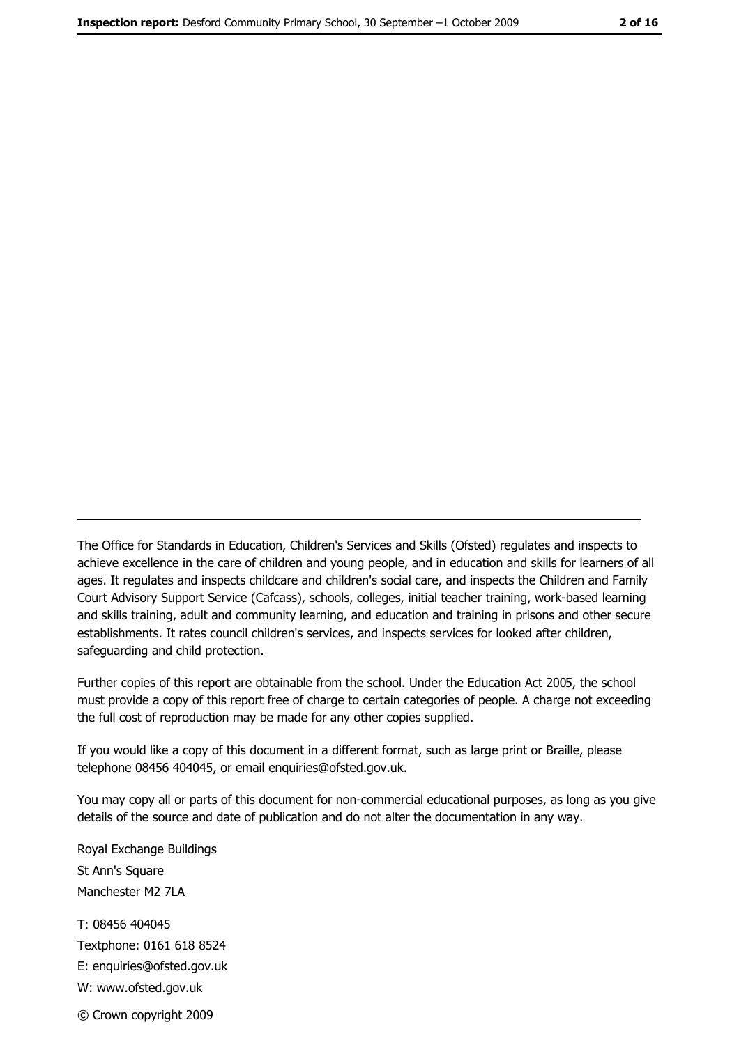---

The Office for Standards in Education, Children's Services and Skills (Ofsted) regulates and inspects to achieve excellence in the care of children and young people, and in education and skills for learners of all ages. It regulates and inspects childcare and children's social care, and inspects the Children and Family Court Advisory Support Service (Cafcass), schools, colleges, initial teacher training, work-based learning and skills training, adult and community learning, and education and training in prisons and other secure establishments. It rates council children's services, and inspects services for looked after children, safeguarding and child protection.

Further copies of this report are obtainable from the school. Under the Education Act 2005, the school must provide a copy of this report free of charge to certain categories of people. A charge not exceeding the full cost of reproduction may be made for any other copies supplied.

If you would like a copy of this document in a different format, such as large print or Braille, please telephone 08456 404045, or email enquiries@ofsted.gov.uk.

You may copy all or parts of this document for non-commercial educational purposes, as long as you give details of the source and date of publication and do not alter the documentation in any way.

Royal Exchange Buildings
St Ann's Square
Manchester M2 7LA

T: 08456 404045
Textphone: 0161 618 8524
E: enquiries@ofsted.gov.uk
W: www.ofsted.gov.uk

© Crown copyright 2009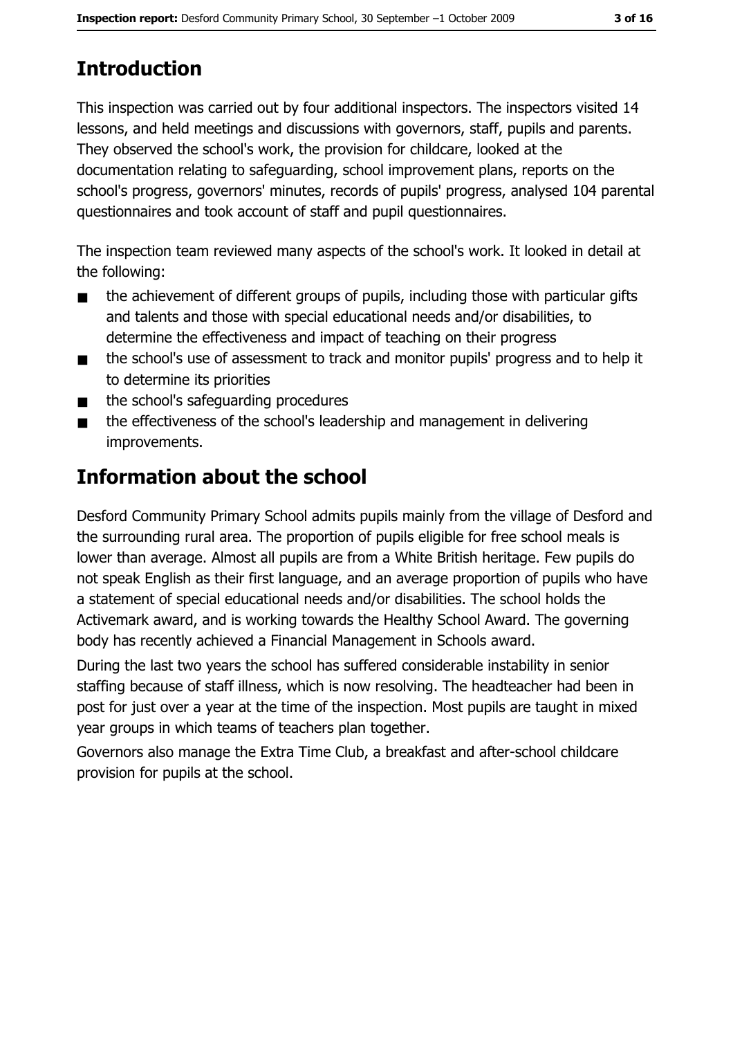## Introduction

This inspection was carried out by four additional inspectors. The inspectors visited 14 lessons, and held meetings and discussions with governors, staff, pupils and parents. They observed the school's work, the provision for childcare, looked at the documentation relating to safeguarding, school improvement plans, reports on the school's progress, governors' minutes, records of pupils' progress, analysed 104 parental questionnaires and took account of staff and pupil questionnaires.

The inspection team reviewed many aspects of the school's work. It looked in detail at the following:

- the achievement of different groups of pupils, including those with particular gifts and talents and those with special educational needs and/or disabilities, to determine the effectiveness and impact of teaching on their progress
- the school's use of assessment to track and monitor pupils' progress and to help it to determine its priorities
- the school's safeguarding procedures
- the effectiveness of the school's leadership and management in delivering improvements.

## Information about the school

Desford Community Primary School admits pupils mainly from the village of Desford and the surrounding rural area. The proportion of pupils eligible for free school meals is lower than average. Almost all pupils are from a White British heritage. Few pupils do not speak English as their first language, and an average proportion of pupils who have a statement of special educational needs and/or disabilities. The school holds the Activemark award, and is working towards the Healthy School Award. The governing body has recently achieved a Financial Management in Schools award.

During the last two years the school has suffered considerable instability in senior staffing because of staff illness, which is now resolving. The headteacher had been in post for just over a year at the time of the inspection. Most pupils are taught in mixed year groups in which teams of teachers plan together.

Governors also manage the Extra Time Club, a breakfast and after-school childcare provision for pupils at the school.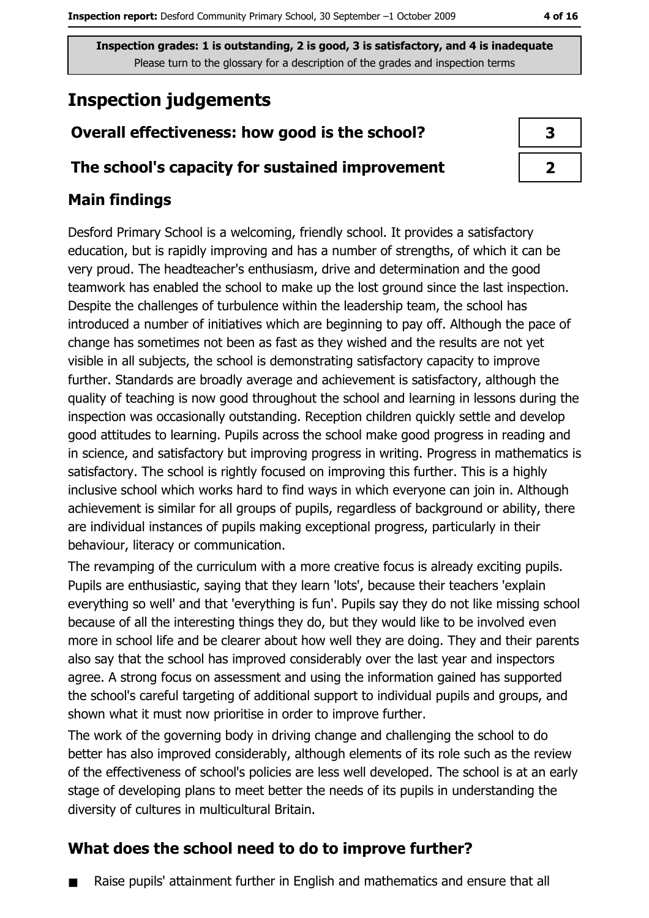Inspection grades: 1 is outstanding, 2 is good, 3 is satisfactory, and 4 is inadequate
Please turn to the glossary for a description of the grades and inspection terms

## Inspection judgements

| Overall effectiveness: how good is the school? | 3 |
| --- | --- |
| The school's capacity for sustained improvement | 2 |

### Main findings

Desford Primary School is a welcoming, friendly school. It provides a satisfactory education, but is rapidly improving and has a number of strengths, of which it can be very proud. The headteacher's enthusiasm, drive and determination and the good teamwork has enabled the school to make up the lost ground since the last inspection. Despite the challenges of turbulence within the leadership team, the school has introduced a number of initiatives which are beginning to pay off. Although the pace of change has sometimes not been as fast as they wished and the results are not yet visible in all subjects, the school is demonstrating satisfactory capacity to improve further. Standards are broadly average and achievement is satisfactory, although the quality of teaching is now good throughout the school and learning in lessons during the inspection was occasionally outstanding. Reception children quickly settle and develop good attitudes to learning. Pupils across the school make good progress in reading and in science, and satisfactory but improving progress in writing. Progress in mathematics is satisfactory. The school is rightly focused on improving this further. This is a highly inclusive school which works hard to find ways in which everyone can join in. Although achievement is similar for all groups of pupils, regardless of background or ability, there are individual instances of pupils making exceptional progress, particularly in their behaviour, literacy or communication.

The revamping of the curriculum with a more creative focus is already exciting pupils. Pupils are enthusiastic, saying that they learn 'lots', because their teachers 'explain everything so well' and that 'everything is fun'. Pupils say they do not like missing school because of all the interesting things they do, but they would like to be involved even more in school life and be clearer about how well they are doing. They and their parents also say that the school has improved considerably over the last year and inspectors agree. A strong focus on assessment and using the information gained has supported the school's careful targeting of additional support to individual pupils and groups, and shown what it must now prioritise in order to improve further.

The work of the governing body in driving change and challenging the school to do better has also improved considerably, although elements of its role such as the review of the effectiveness of school's policies are less well developed. The school is at an early stage of developing plans to meet better the needs of its pupils in understanding the diversity of cultures in multicultural Britain.

### What does the school need to do to improve further?

- Raise pupils' attainment further in English and mathematics and ensure that all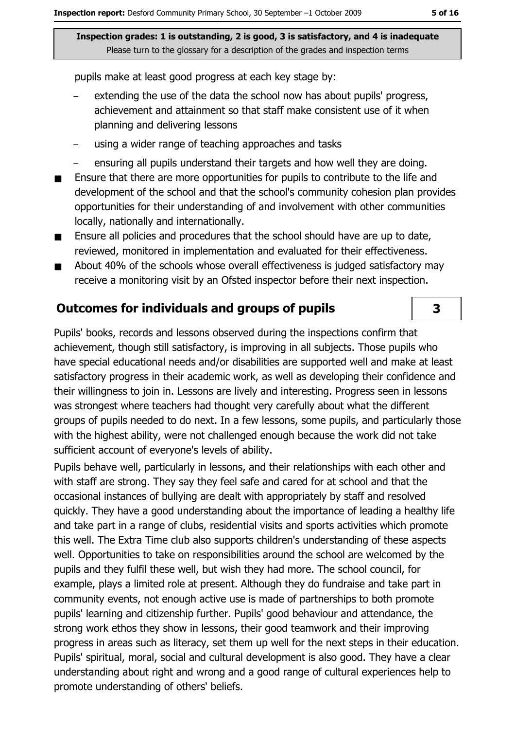**Inspection grades: 1 is outstanding, 2 is good, 3 is satisfactory, and 4 is inadequate**
Please turn to the glossary for a description of the grades and inspection terms

pupils make at least good progress at each key stage by:

- extending the use of the data the school now has about pupils' progress, achievement and attainment so that staff make consistent use of it when planning and delivering lessons
- using a wider range of teaching approaches and tasks
- ensuring all pupils understand their targets and how well they are doing.

- Ensure that there are more opportunities for pupils to contribute to the life and development of the school and that the school's community cohesion plan provides opportunities for their understanding of and involvement with other communities locally, nationally and internationally.
- Ensure all policies and procedures that the school should have are up to date, reviewed, monitored in implementation and evaluated for their effectiveness.
- About 40% of the schools whose overall effectiveness is judged satisfactory may receive a monitoring visit by an Ofsted inspector before their next inspection.

## Outcomes for individuals and groups of pupils

**3**

Pupils' books, records and lessons observed during the inspections confirm that achievement, though still satisfactory, is improving in all subjects. Those pupils who have special educational needs and/or disabilities are supported well and make at least satisfactory progress in their academic work, as well as developing their confidence and their willingness to join in. Lessons are lively and interesting. Progress seen in lessons was strongest where teachers had thought very carefully about what the different groups of pupils needed to do next. In a few lessons, some pupils, and particularly those with the highest ability, were not challenged enough because the work did not take sufficient account of everyone's levels of ability.

Pupils behave well, particularly in lessons, and their relationships with each other and with staff are strong. They say they feel safe and cared for at school and that the occasional instances of bullying are dealt with appropriately by staff and resolved quickly. They have a good understanding about the importance of leading a healthy life and take part in a range of clubs, residential visits and sports activities which promote this well. The Extra Time club also supports children's understanding of these aspects well. Opportunities to take on responsibilities around the school are welcomed by the pupils and they fulfil these well, but wish they had more. The school council, for example, plays a limited role at present. Although they do fundraise and take part in community events, not enough active use is made of partnerships to both promote pupils' learning and citizenship further. Pupils' good behaviour and attendance, the strong work ethos they show in lessons, their good teamwork and their improving progress in areas such as literacy, set them up well for the next steps in their education. Pupils' spiritual, moral, social and cultural development is also good. They have a clear understanding about right and wrong and a good range of cultural experiences help to promote understanding of others' beliefs.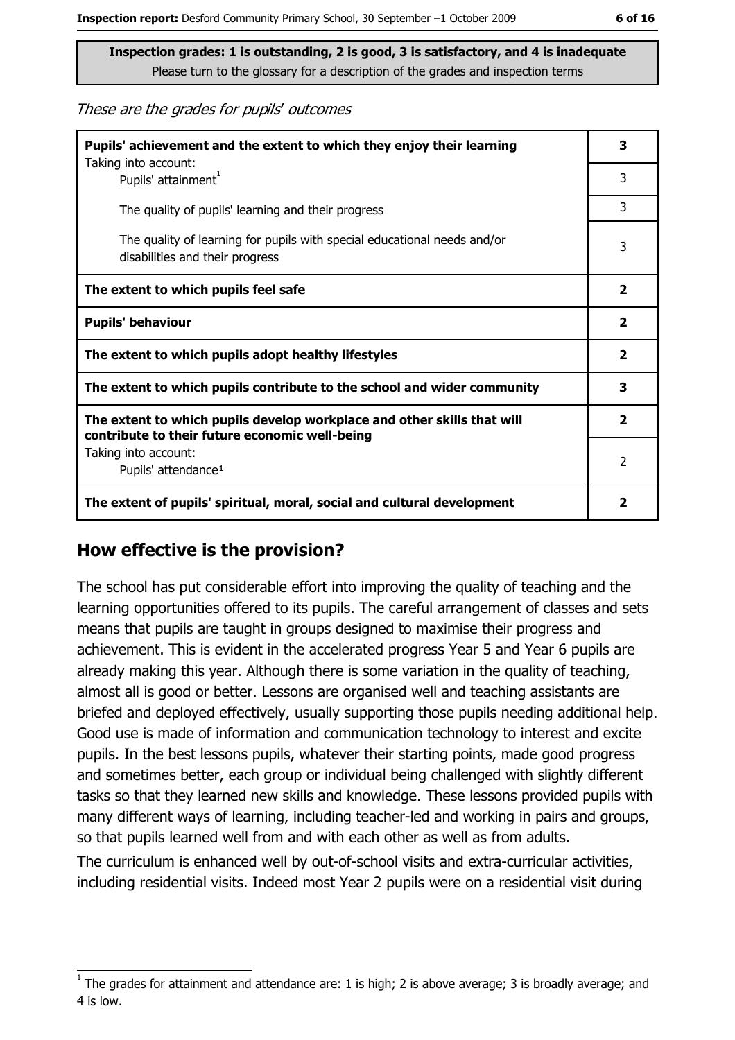**Inspection grades: 1 is outstanding, 2 is good, 3 is satisfactory, and 4 is inadequate**
Please turn to the glossary for a description of the grades and inspection terms

*These are the grades for pupils' outcomes*

| | |
|---|---|
| **Pupils' achievement and the extent to which they enjoy their learning** | **3** |
| Taking into account: Pupils' attainment[1] | 3 |
| The quality of pupils' learning and their progress | 3 |
| The quality of learning for pupils with special educational needs and/or disabilities and their progress | 3 |
| **The extent to which pupils feel safe** | **2** |
| **Pupils' behaviour** | **2** |
| **The extent to which pupils adopt healthy lifestyles** | **2** |
| **The extent to which pupils contribute to the school and wider community** | **3** |
| **The extent to which pupils develop workplace and other skills that will contribute to their future economic well-being** | **2** |
| Taking into account: Pupils' attendance[1] | 2 |
| **The extent of pupils' spiritual, moral, social and cultural development** | **2** |

## How effective is the provision?

The school has put considerable effort into improving the quality of teaching and the learning opportunities offered to its pupils. The careful arrangement of classes and sets means that pupils are taught in groups designed to maximise their progress and achievement. This is evident in the accelerated progress Year 5 and Year 6 pupils are already making this year. Although there is some variation in the quality of teaching, almost all is good or better. Lessons are organised well and teaching assistants are briefed and deployed effectively, usually supporting those pupils needing additional help. Good use is made of information and communication technology to interest and excite pupils. In the best lessons pupils, whatever their starting points, made good progress and sometimes better, each group or individual being challenged with slightly different tasks so that they learned new skills and knowledge. These lessons provided pupils with many different ways of learning, including teacher-led and working in pairs and groups, so that pupils learned well from and with each other as well as from adults.

The curriculum is enhanced well by out-of-school visits and extra-curricular activities, including residential visits. Indeed most Year 2 pupils were on a residential visit during

[1] The grades for attainment and attendance are: 1 is high; 2 is above average; 3 is broadly average; and 4 is low.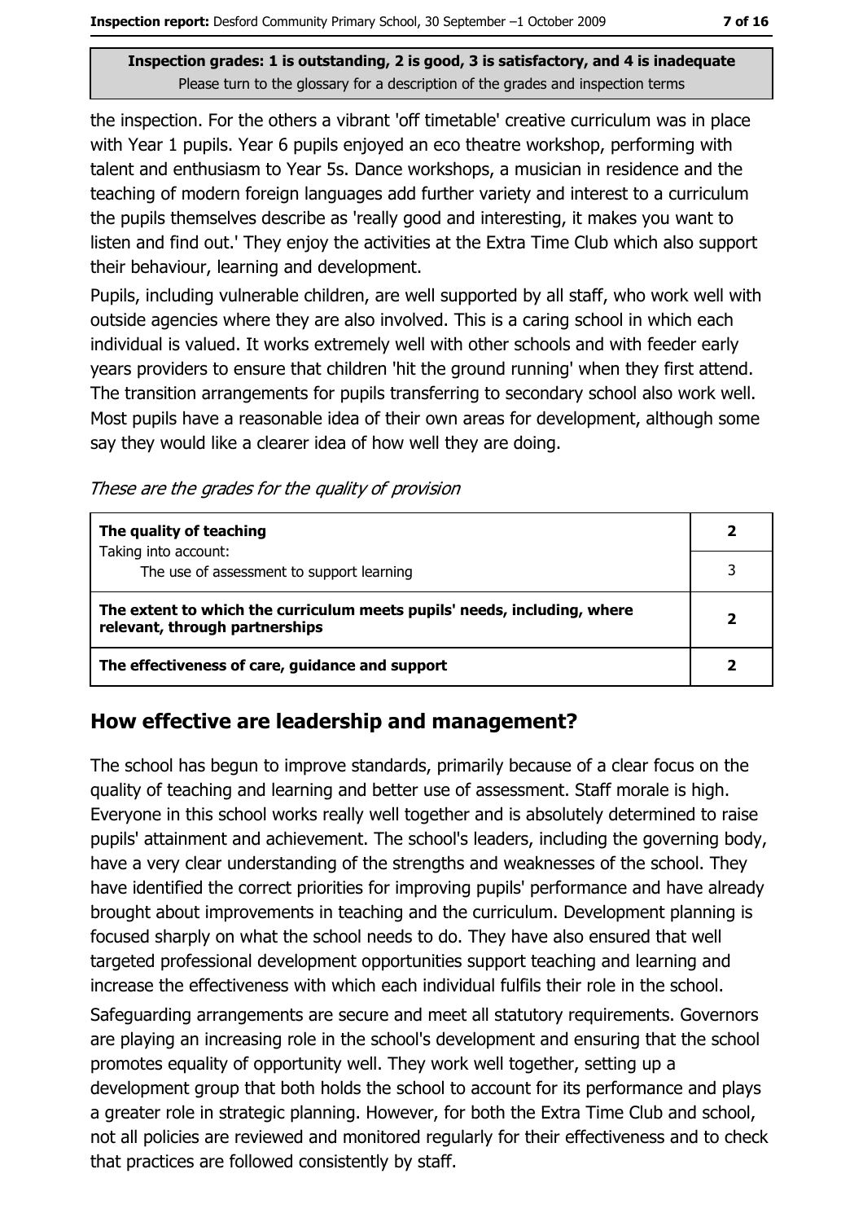the inspection. For the others a vibrant 'off timetable' creative curriculum was in place with Year 1 pupils. Year 6 pupils enjoyed an eco theatre workshop, performing with talent and enthusiasm to Year 5s. Dance workshops, a musician in residence and the teaching of modern foreign languages add further variety and interest to a curriculum the pupils themselves describe as 'really good and interesting, it makes you want to listen and find out.' They enjoy the activities at the Extra Time Club which also support their behaviour, learning and development.

Pupils, including vulnerable children, are well supported by all staff, who work well with outside agencies where they are also involved. This is a caring school in which each individual is valued. It works extremely well with other schools and with feeder early years providers to ensure that children 'hit the ground running' when they first attend. The transition arrangements for pupils transferring to secondary school also work well. Most pupils have a reasonable idea of their own areas for development, although some say they would like a clearer idea of how well they are doing.

*These are the grades for the quality of provision*

| | |
|---|---|
| **The quality of teaching** | **2** |
| Taking into account: The use of assessment to support learning | 3 |
| **The extent to which the curriculum meets pupils' needs, including, where relevant, through partnerships** | **2** |
| **The effectiveness of care, guidance and support** | **2** |

## How effective are leadership and management?

The school has begun to improve standards, primarily because of a clear focus on the quality of teaching and learning and better use of assessment. Staff morale is high. Everyone in this school works really well together and is absolutely determined to raise pupils' attainment and achievement. The school's leaders, including the governing body, have a very clear understanding of the strengths and weaknesses of the school. They have identified the correct priorities for improving pupils' performance and have already brought about improvements in teaching and the curriculum. Development planning is focused sharply on what the school needs to do. They have also ensured that well targeted professional development opportunities support teaching and learning and increase the effectiveness with which each individual fulfils their role in the school.

Safeguarding arrangements are secure and meet all statutory requirements. Governors are playing an increasing role in the school's development and ensuring that the school promotes equality of opportunity well. They work well together, setting up a development group that both holds the school to account for its performance and plays a greater role in strategic planning. However, for both the Extra Time Club and school, not all policies are reviewed and monitored regularly for their effectiveness and to check that practices are followed consistently by staff.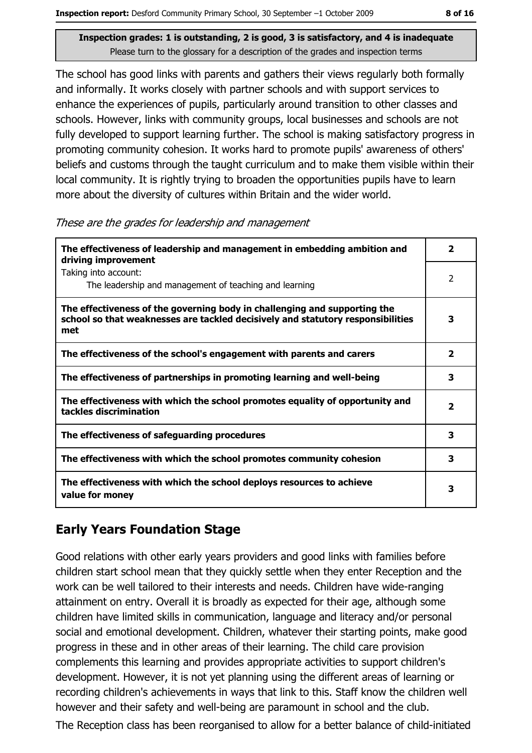**Inspection grades: 1 is outstanding, 2 is good, 3 is satisfactory, and 4 is inadequate**
Please turn to the glossary for a description of the grades and inspection terms

The school has good links with parents and gathers their views regularly both formally and informally. It works closely with partner schools and with support services to enhance the experiences of pupils, particularly around transition to other classes and schools. However, links with community groups, local businesses and schools are not fully developed to support learning further. The school is making satisfactory progress in promoting community cohesion. It works hard to promote pupils' awareness of others' beliefs and customs through the taught curriculum and to make them visible within their local community. It is rightly trying to broaden the opportunities pupils have to learn more about the diversity of cultures within Britain and the wider world.

*These are the grades for leadership and management*

| | |
|---|---|
| **The effectiveness of leadership and management in embedding ambition and driving improvement** | **2** |
| Taking into account: The leadership and management of teaching and learning | 2 |
| **The effectiveness of the governing body in challenging and supporting the school so that weaknesses are tackled decisively and statutory responsibilities met** | **3** |
| **The effectiveness of the school's engagement with parents and carers** | **2** |
| **The effectiveness of partnerships in promoting learning and well-being** | **3** |
| **The effectiveness with which the school promotes equality of opportunity and tackles discrimination** | **2** |
| **The effectiveness of safeguarding procedures** | **3** |
| **The effectiveness with which the school promotes community cohesion** | **3** |
| **The effectiveness with which the school deploys resources to achieve value for money** | **3** |

## Early Years Foundation Stage

Good relations with other early years providers and good links with families before children start school mean that they quickly settle when they enter Reception and the work can be well tailored to their interests and needs. Children have wide-ranging attainment on entry. Overall it is broadly as expected for their age, although some children have limited skills in communication, language and literacy and/or personal social and emotional development. Children, whatever their starting points, make good progress in these and in other areas of their learning. The child care provision complements this learning and provides appropriate activities to support children's development. However, it is not yet planning using the different areas of learning or recording children's achievements in ways that link to this. Staff know the children well however and their safety and well-being are paramount in school and the club.

The Reception class has been reorganised to allow for a better balance of child-initiated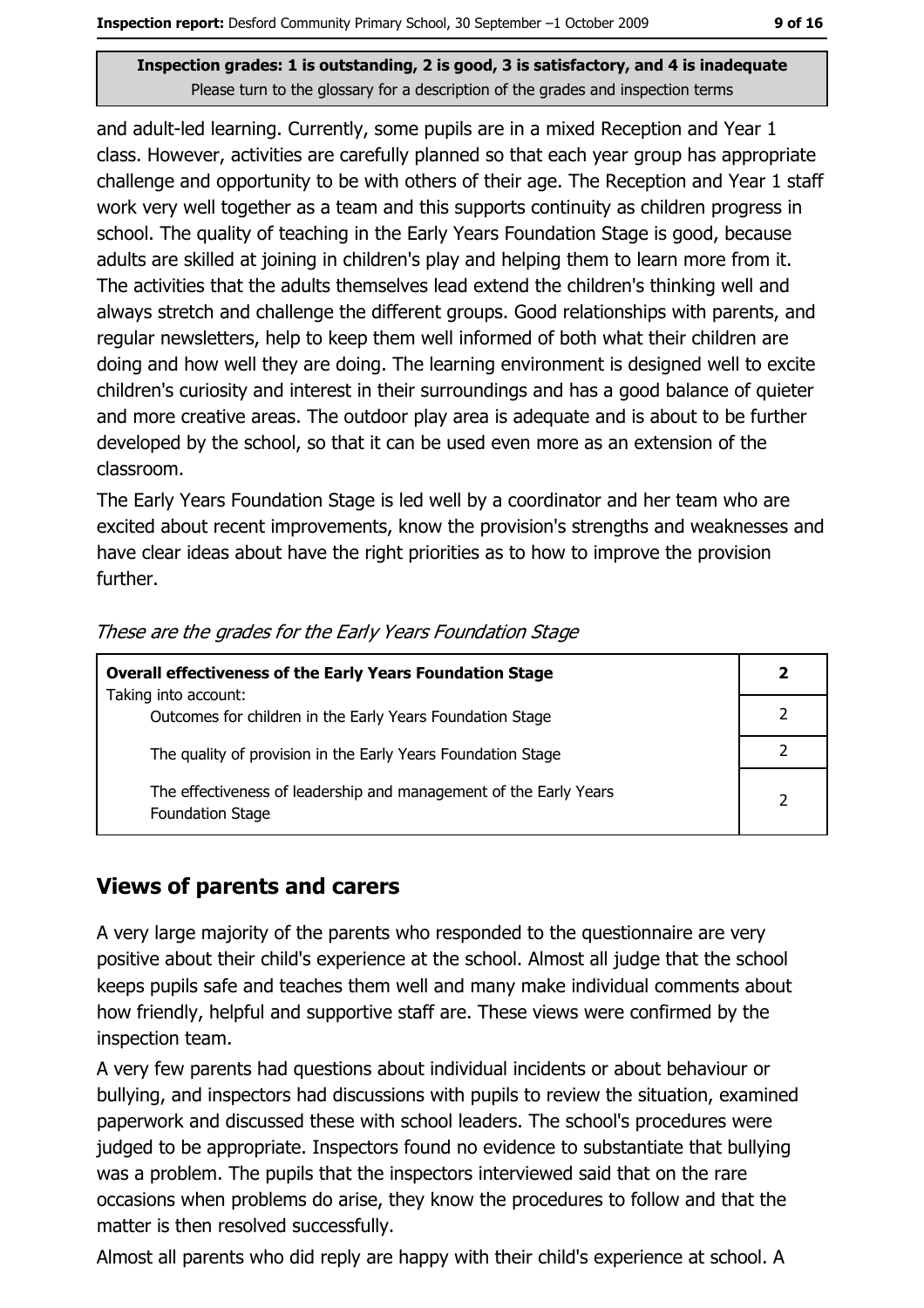and adult-led learning. Currently, some pupils are in a mixed Reception and Year 1 class. However, activities are carefully planned so that each year group has appropriate challenge and opportunity to be with others of their age. The Reception and Year 1 staff work very well together as a team and this supports continuity as children progress in school. The quality of teaching in the Early Years Foundation Stage is good, because adults are skilled at joining in children's play and helping them to learn more from it. The activities that the adults themselves lead extend the children's thinking well and always stretch and challenge the different groups. Good relationships with parents, and regular newsletters, help to keep them well informed of both what their children are doing and how well they are doing. The learning environment is designed well to excite children's curiosity and interest in their surroundings and has a good balance of quieter and more creative areas. The outdoor play area is adequate and is about to be further developed by the school, so that it can be used even more as an extension of the classroom.

The Early Years Foundation Stage is led well by a coordinator and her team who are excited about recent improvements, know the provision's strengths and weaknesses and have clear ideas about have the right priorities as to how to improve the provision further.

*These are the grades for the Early Years Foundation Stage*

| **Overall effectiveness of the Early Years Foundation Stage**<br>Taking into account: | **2** |
|---|---|
| Outcomes for children in the Early Years Foundation Stage | 2 |
| The quality of provision in the Early Years Foundation Stage | 2 |
| The effectiveness of leadership and management of the Early Years Foundation Stage | 2 |

## Views of parents and carers

A very large majority of the parents who responded to the questionnaire are very positive about their child's experience at the school. Almost all judge that the school keeps pupils safe and teaches them well and many make individual comments about how friendly, helpful and supportive staff are. These views were confirmed by the inspection team.

A very few parents had questions about individual incidents or about behaviour or bullying, and inspectors had discussions with pupils to review the situation, examined paperwork and discussed these with school leaders. The school's procedures were judged to be appropriate. Inspectors found no evidence to substantiate that bullying was a problem. The pupils that the inspectors interviewed said that on the rare occasions when problems do arise, they know the procedures to follow and that the matter is then resolved successfully.

Almost all parents who did reply are happy with their child's experience at school. A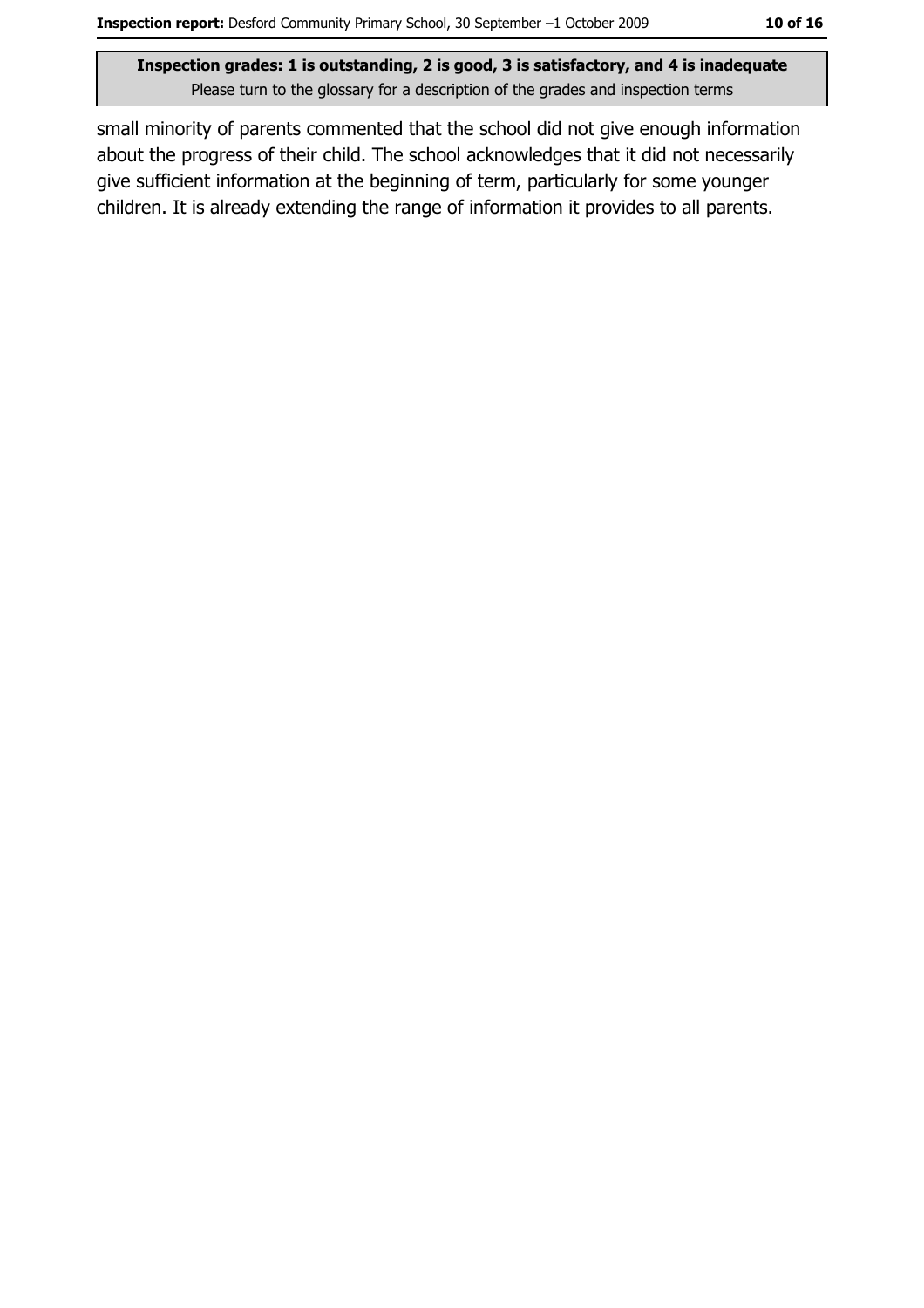small minority of parents commented that the school did not give enough information about the progress of their child. The school acknowledges that it did not necessarily give sufficient information at the beginning of term, particularly for some younger children. It is already extending the range of information it provides to all parents.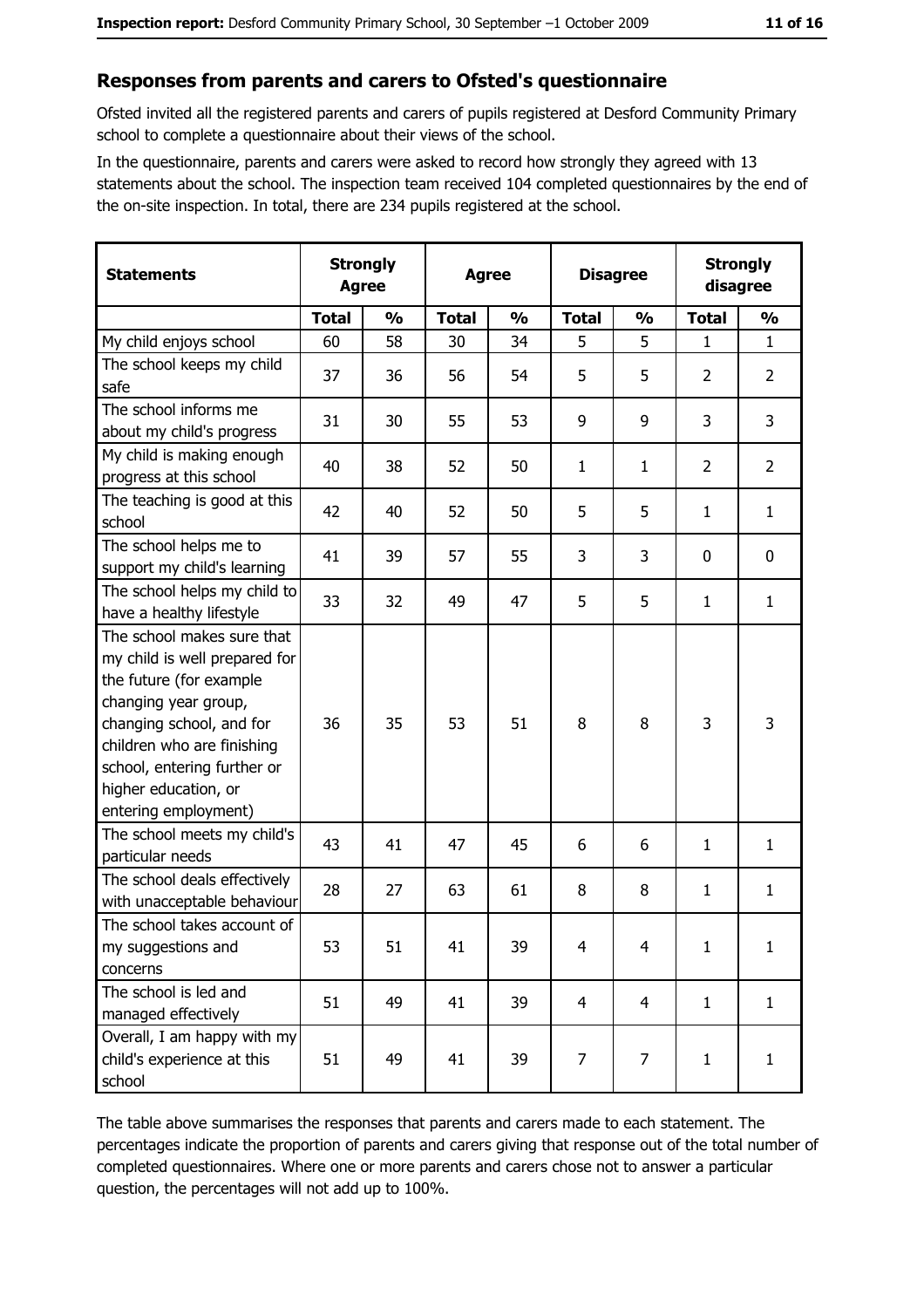## Responses from parents and carers to Ofsted's questionnaire

Ofsted invited all the registered parents and carers of pupils registered at Desford Community Primary school to complete a questionnaire about their views of the school.

In the questionnaire, parents and carers were asked to record how strongly they agreed with 13 statements about the school. The inspection team received 104 completed questionnaires by the end of the on-site inspection. In total, there are 234 pupils registered at the school.

| Statements | Strongly Agree | | Agree | | Disagree | | Strongly disagree | |
|---|---|---|---|---|---|---|---|---|
| | Total | % | Total | % | Total | % | Total | % |
| My child enjoys school | 60 | 58 | 30 | 34 | 5 | 5 | 1 | 1 |
| The school keeps my child safe | 37 | 36 | 56 | 54 | 5 | 5 | 2 | 2 |
| The school informs me about my child's progress | 31 | 30 | 55 | 53 | 9 | 9 | 3 | 3 |
| My child is making enough progress at this school | 40 | 38 | 52 | 50 | 1 | 1 | 2 | 2 |
| The teaching is good at this school | 42 | 40 | 52 | 50 | 5 | 5 | 1 | 1 |
| The school helps me to support my child's learning | 41 | 39 | 57 | 55 | 3 | 3 | 0 | 0 |
| The school helps my child to have a healthy lifestyle | 33 | 32 | 49 | 47 | 5 | 5 | 1 | 1 |
| The school makes sure that my child is well prepared for the future (for example changing year group, changing school, and for children who are finishing school, entering further or higher education, or entering employment) | 36 | 35 | 53 | 51 | 8 | 8 | 3 | 3 |
| The school meets my child's particular needs | 43 | 41 | 47 | 45 | 6 | 6 | 1 | 1 |
| The school deals effectively with unacceptable behaviour | 28 | 27 | 63 | 61 | 8 | 8 | 1 | 1 |
| The school takes account of my suggestions and concerns | 53 | 51 | 41 | 39 | 4 | 4 | 1 | 1 |
| The school is led and managed effectively | 51 | 49 | 41 | 39 | 4 | 4 | 1 | 1 |
| Overall, I am happy with my child's experience at this school | 51 | 49 | 41 | 39 | 7 | 7 | 1 | 1 |

The table above summarises the responses that parents and carers made to each statement. The percentages indicate the proportion of parents and carers giving that response out of the total number of completed questionnaires. Where one or more parents and carers chose not to answer a particular question, the percentages will not add up to 100%.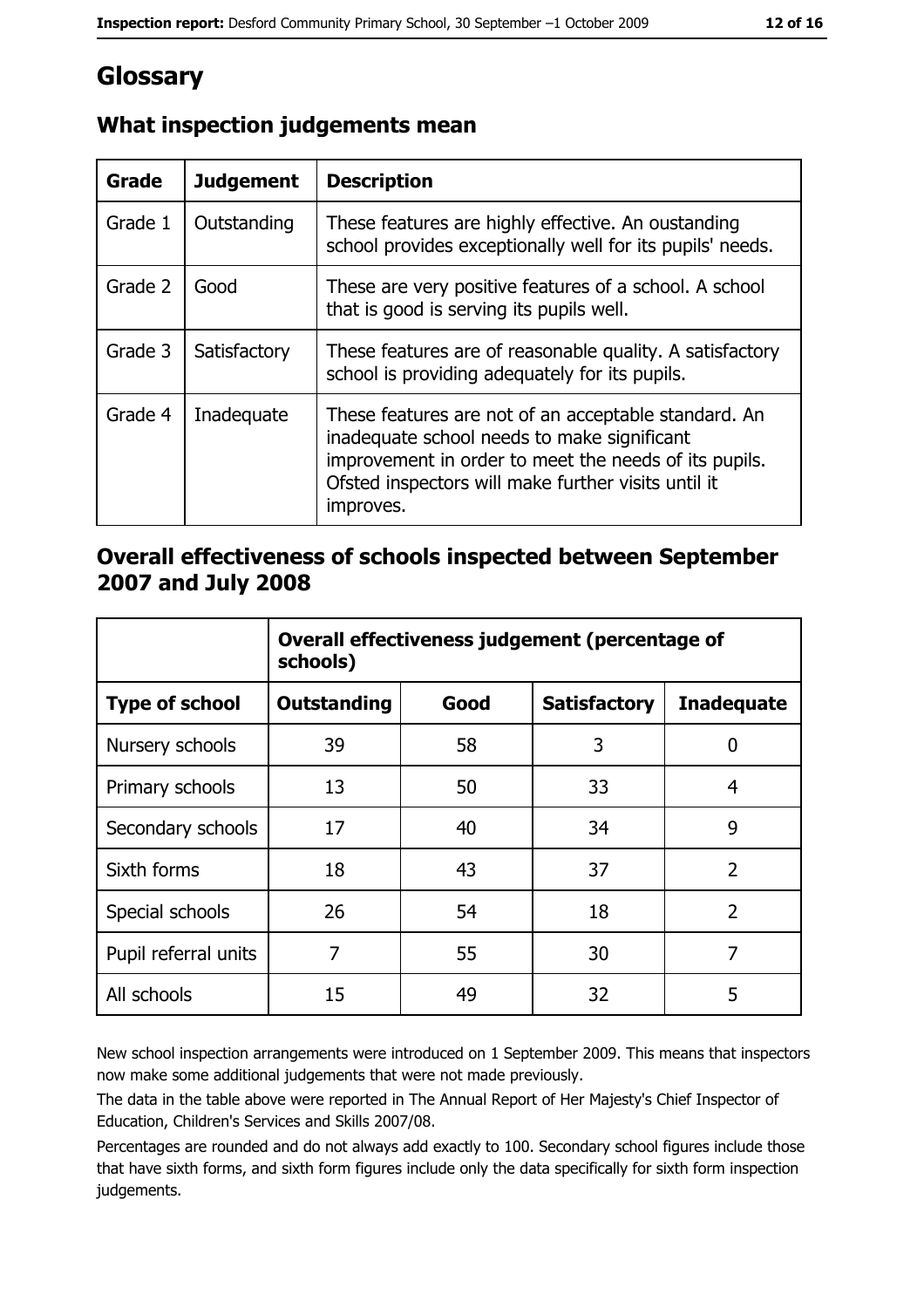# Glossary

## What inspection judgements mean

| Grade | Judgement | Description |
| --- | --- | --- |
| Grade 1 | Outstanding | These features are highly effective. An oustanding school provides exceptionally well for its pupils' needs. |
| Grade 2 | Good | These are very positive features of a school. A school that is good is serving its pupils well. |
| Grade 3 | Satisfactory | These features are of reasonable quality. A satisfactory school is providing adequately for its pupils. |
| Grade 4 | Inadequate | These features are not of an acceptable standard. An inadequate school needs to make significant improvement in order to meet the needs of its pupils. Ofsted inspectors will make further visits until it improves. |

## Overall effectiveness of schools inspected between September 2007 and July 2008

| | Overall effectiveness judgement (percentage of schools) | | | |
| --- | --- | --- | --- | --- |
| **Type of school** | **Outstanding** | **Good** | **Satisfactory** | **Inadequate** |
| Nursery schools | 39 | 58 | 3 | 0 |
| Primary schools | 13 | 50 | 33 | 4 |
| Secondary schools | 17 | 40 | 34 | 9 |
| Sixth forms | 18 | 43 | 37 | 2 |
| Special schools | 26 | 54 | 18 | 2 |
| Pupil referral units | 7 | 55 | 30 | 7 |
| All schools | 15 | 49 | 32 | 5 |

New school inspection arrangements were introduced on 1 September 2009. This means that inspectors now make some additional judgements that were not made previously.

The data in the table above were reported in The Annual Report of Her Majesty's Chief Inspector of Education, Children's Services and Skills 2007/08.

Percentages are rounded and do not always add exactly to 100. Secondary school figures include those that have sixth forms, and sixth form figures include only the data specifically for sixth form inspection judgements.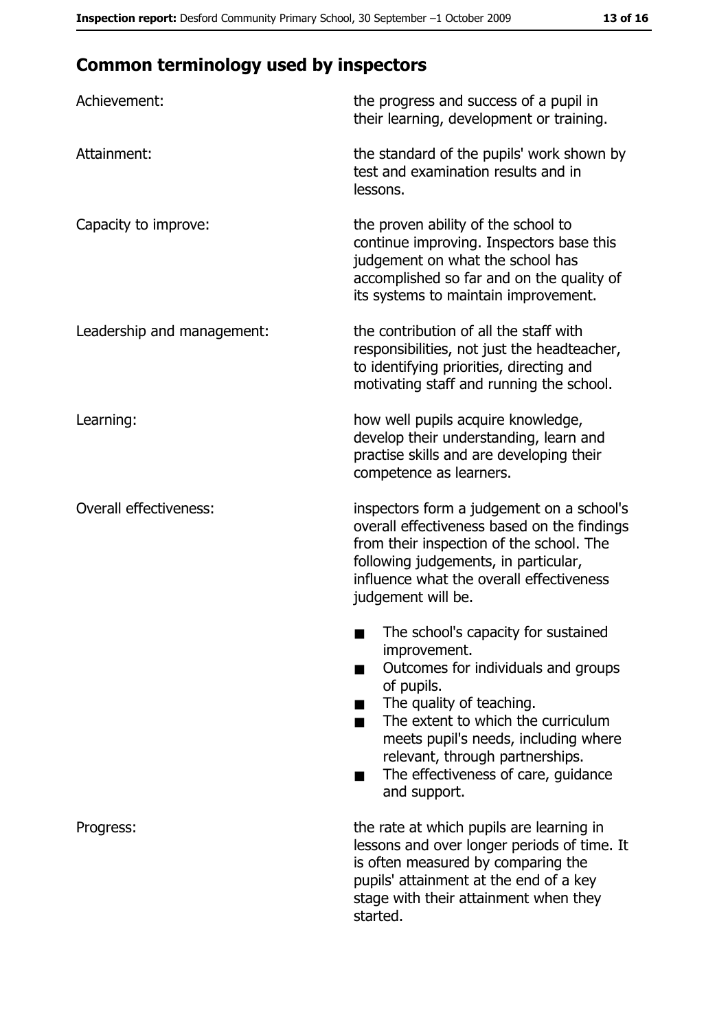## Common terminology used by inspectors

| | |
|---|---|
| Achievement: | the progress and success of a pupil in their learning, development or training. |
| Attainment: | the standard of the pupils' work shown by test and examination results and in lessons. |
| Capacity to improve: | the proven ability of the school to continue improving. Inspectors base this judgement on what the school has accomplished so far and on the quality of its systems to maintain improvement. |
| Leadership and management: | the contribution of all the staff with responsibilities, not just the headteacher, to identifying priorities, directing and motivating staff and running the school. |
| Learning: | how well pupils acquire knowledge, develop their understanding, learn and practise skills and are developing their competence as learners. |
| Overall effectiveness: | inspectors form a judgement on a school's overall effectiveness based on the findings from their inspection of the school. The following judgements, in particular, influence what the overall effectiveness judgement will be. <br>■ The school's capacity for sustained improvement.<br>■ Outcomes for individuals and groups of pupils.<br>■ The quality of teaching.<br>■ The extent to which the curriculum meets pupil's needs, including where relevant, through partnerships.<br>■ The effectiveness of care, guidance and support. |
| Progress: | the rate at which pupils are learning in lessons and over longer periods of time. It is often measured by comparing the pupils' attainment at the end of a key stage with their attainment when they started. |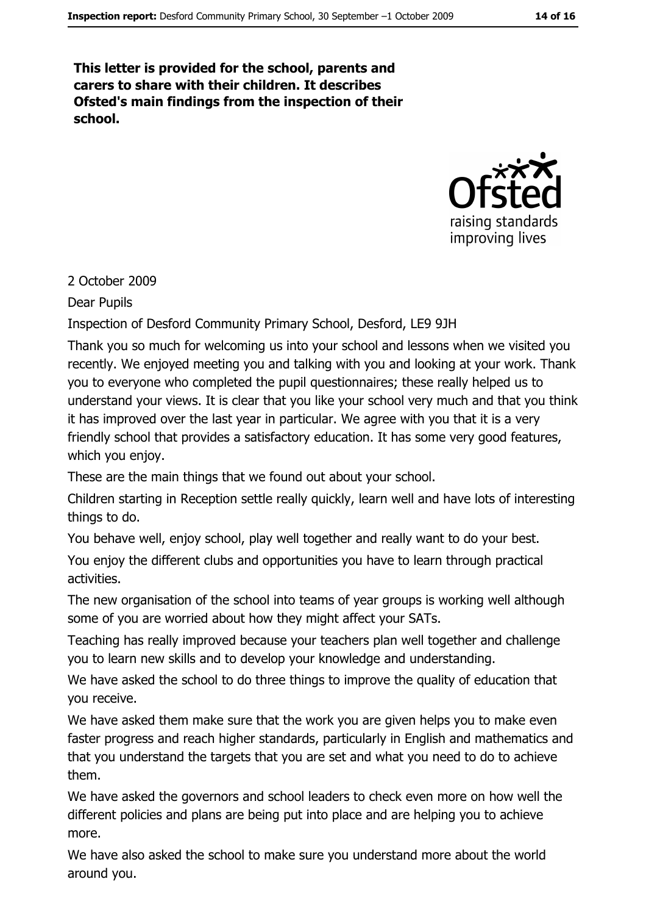**This letter is provided for the school, parents and carers to share with their children. It describes Ofsted's main findings from the inspection of their school.**

2 October 2009

Dear Pupils

Inspection of Desford Community Primary School, Desford, LE9 9JH

Thank you so much for welcoming us into your school and lessons when we visited you recently. We enjoyed meeting you and talking with you and looking at your work. Thank you to everyone who completed the pupil questionnaires; these really helped us to understand your views. It is clear that you like your school very much and that you think it has improved over the last year in particular. We agree with you that it is a very friendly school that provides a satisfactory education. It has some very good features, which you enjoy.

These are the main things that we found out about your school.

Children starting in Reception settle really quickly, learn well and have lots of interesting things to do.

You behave well, enjoy school, play well together and really want to do your best.

You enjoy the different clubs and opportunities you have to learn through practical activities.

The new organisation of the school into teams of year groups is working well although some of you are worried about how they might affect your SATs.

Teaching has really improved because your teachers plan well together and challenge you to learn new skills and to develop your knowledge and understanding.

We have asked the school to do three things to improve the quality of education that you receive.

We have asked them make sure that the work you are given helps you to make even faster progress and reach higher standards, particularly in English and mathematics and that you understand the targets that you are set and what you need to do to achieve them.

We have asked the governors and school leaders to check even more on how well the different policies and plans are being put into place and are helping you to achieve more.

We have also asked the school to make sure you understand more about the world around you.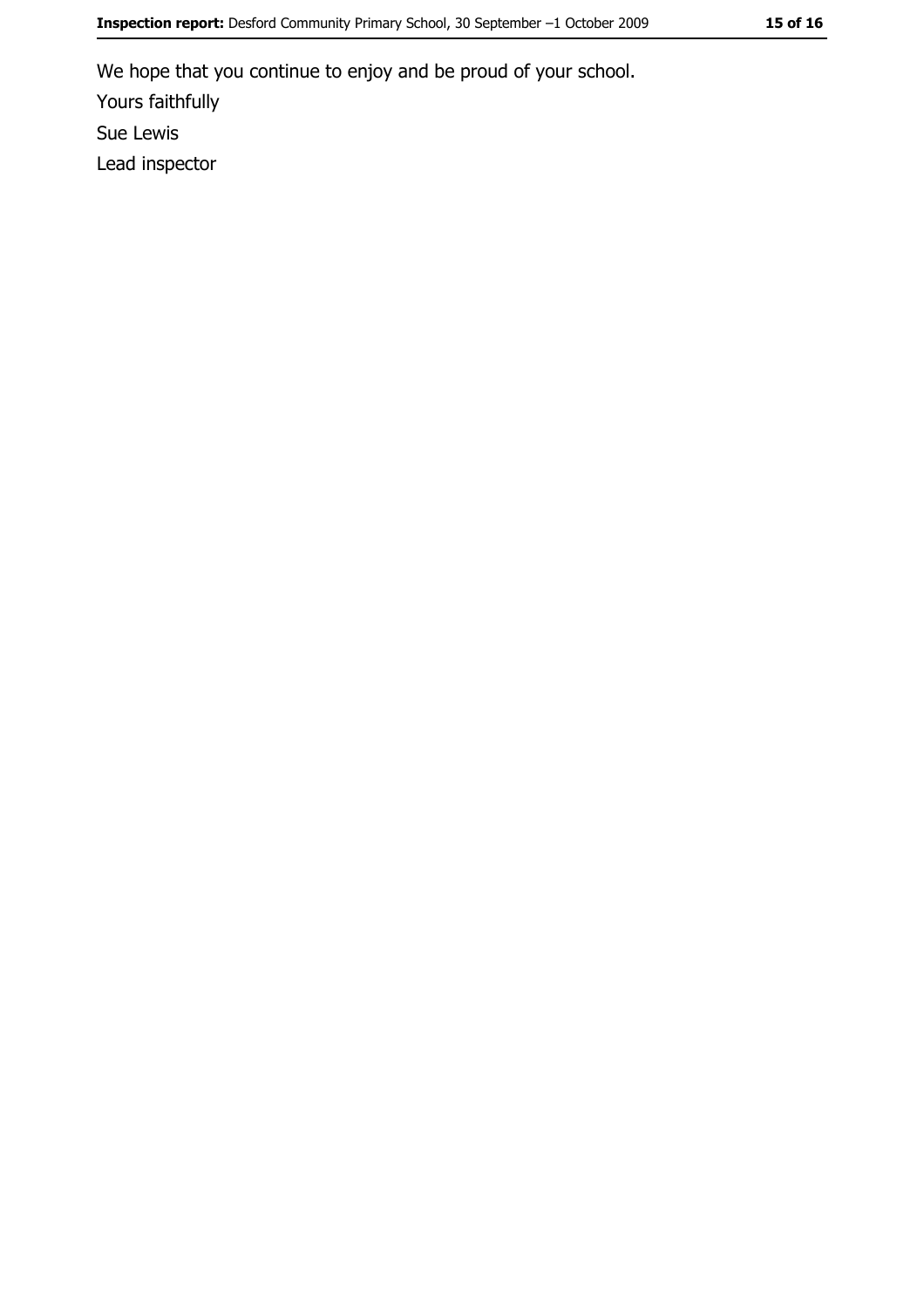We hope that you continue to enjoy and be proud of your school.

Yours faithfully

Sue Lewis

Lead inspector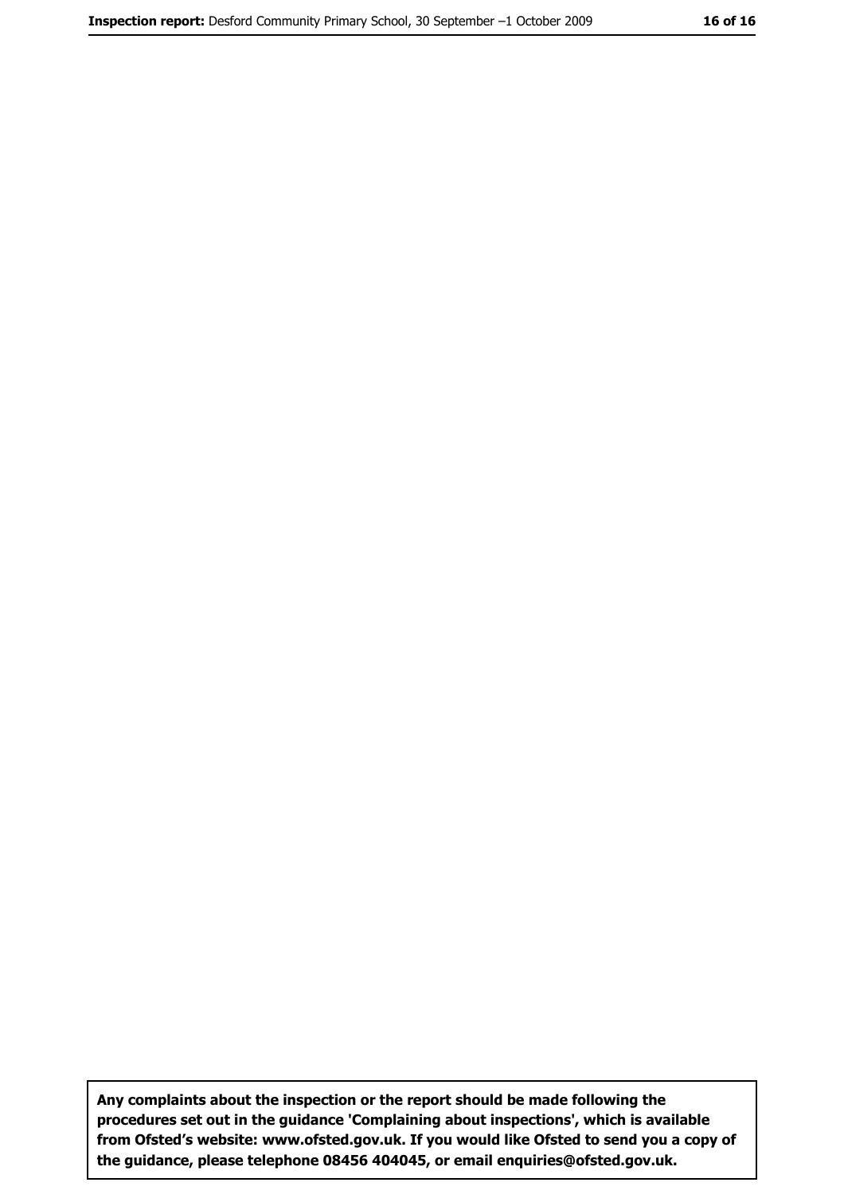**Any complaints about the inspection or the report should be made following the procedures set out in the guidance 'Complaining about inspections', which is available from Ofsted's website: www.ofsted.gov.uk. If you would like Ofsted to send you a copy of the guidance, please telephone 08456 404045, or email enquiries@ofsted.gov.uk.**